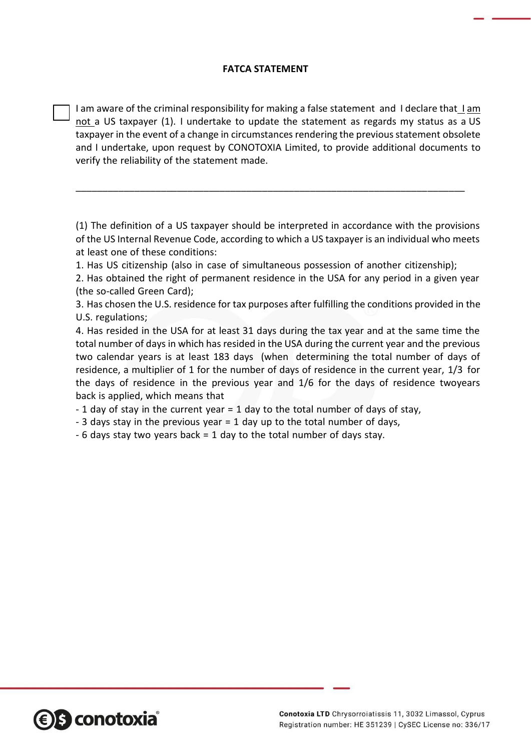**FATCA STATEMENT**

☐ I am aware of the criminal responsibility for making a false statement and I declare that I am not a US taxpayer (1). I undertake to update the statement as regards my status as a US taxpayer in the event of a change in circumstances rendering the previous statement obsolete and I undertake, upon request by CONOTOXIA Limited, to provide additional documents to verify the reliability of the statement made.

______________________________________________________________________________

(1) The definition of a US taxpayer should be interpreted in accordance with the provisions of the US Internal Revenue Code, according to which a US taxpayer is an individual who meets at least one of these conditions:

1. Has US citizenship (also in case of simultaneous possession of another citizenship);
2. Has obtained the right of permanent residence in the USA for any period in a given year (the so-called Green Card);
3. Has chosen the U.S. residence for tax purposes after fulfilling the conditions provided in the U.S. regulations;
4. Has resided in the USA for at least 31 days during the tax year and at the same time the total number of days in which has resided in the USA during the current year and the previous two calendar years is at least 183 days (when determining the total number of days of residence, a multiplier of 1 for the number of days of residence in the current year, 1/3 for the days of residence in the previous year and 1/6 for the days of residence twoyears back is applied, which means that

- 1 day of stay in the current year = 1 day to the total number of days of stay,
- 3 days stay in the previous year = 1 day up to the total number of days,
- 6 days stay two years back = 1 day to the total number of days stay.

**Conotoxia LTD** Chrysorroiatissis 11, 3032 Limassol, Cyprus
Registration number: HE 351239 | CySEC License no: 336/17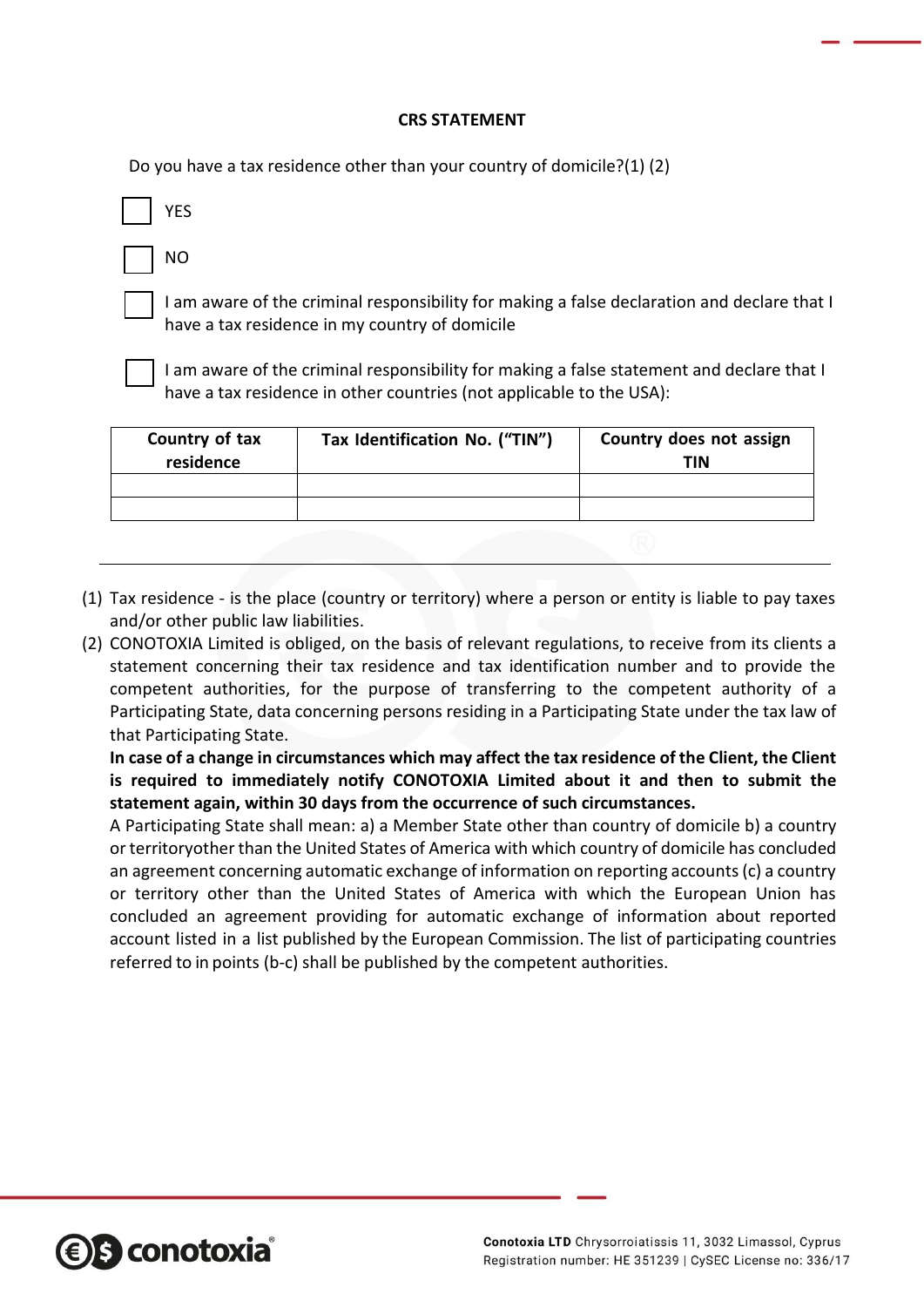# CRS STATEMENT

Do you have a tax residence other than your country of domicile?(1) (2)

☐ YES

☐ NO

☐ I am aware of the criminal responsibility for making a false declaration and declare that I have a tax residence in my country of domicile

☐ I am aware of the criminal responsibility for making a false statement and declare that I have a tax residence in other countries (not applicable to the USA):

| Country of tax residence | Tax Identification No. ("TIN") | Country does not assign TIN |
| --- | --- | --- |
| | | |
| | | |

---

(1) Tax residence - is the place (country or territory) where a person or entity is liable to pay taxes and/or other public law liabilities.

(2) CONOTOXIA Limited is obliged, on the basis of relevant regulations, to receive from its clients a statement concerning their tax residence and tax identification number and to provide the competent authorities, for the purpose of transferring to the competent authority of a Participating State, data concerning persons residing in a Participating State under the tax law of that Participating State.

**In case of a change in circumstances which may affect the tax residence of the Client, the Client is required to immediately notify CONOTOXIA Limited about it and then to submit the statement again, within 30 days from the occurrence of such circumstances.**

A Participating State shall mean: a) a Member State other than country of domicile b) a country or territoryother than the United States of America with which country of domicile has concluded an agreement concerning automatic exchange of information on reporting accounts (c) a country or territory other than the United States of America with which the European Union has concluded an agreement providing for automatic exchange of information about reported account listed in a list published by the European Commission. The list of participating countries referred to in points (b-c) shall be published by the competent authorities.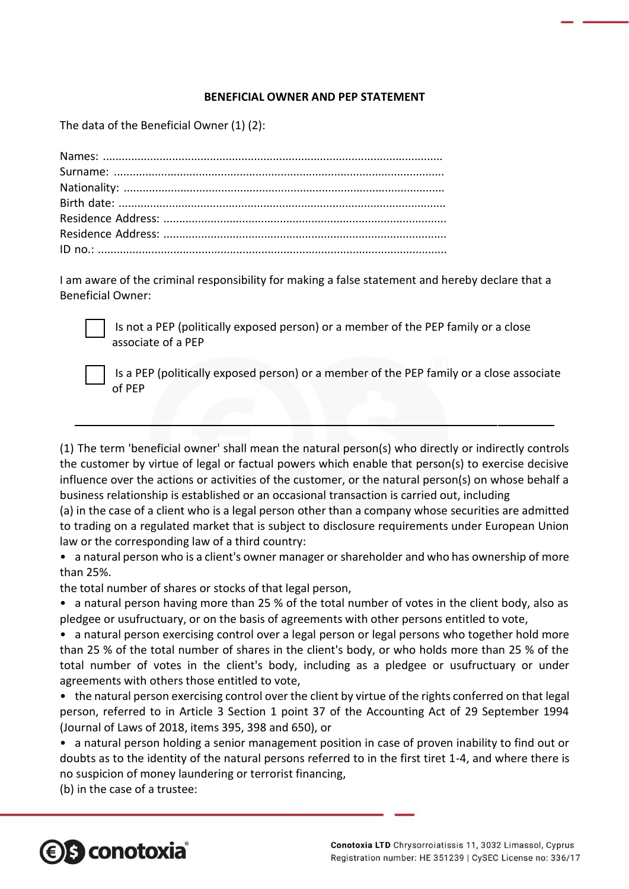**BENEFICIAL OWNER AND PEP STATEMENT**

The data of the Beneficial Owner (1) (2):

Names: ..........................................................................................................
Surname: ........................................................................................................
Nationality: .....................................................................................................
Birth date: .......................................................................................................
Residence Address: .........................................................................................
Residence Address: .........................................................................................
ID no.: .............................................................................................................

I am aware of the criminal responsibility for making a false statement and hereby declare that a Beneficial Owner:

☐ Is not a PEP (politically exposed person) or a member of the PEP family or a close associate of a PEP

☐ Is a PEP (politically exposed person) or a member of the PEP family or a close associate of PEP

---

(1) The term 'beneficial owner' shall mean the natural person(s) who directly or indirectly controls the customer by virtue of legal or factual powers which enable that person(s) to exercise decisive influence over the actions or activities of the customer, or the natural person(s) on whose behalf a business relationship is established or an occasional transaction is carried out, including
(a) in the case of a client who is a legal person other than a company whose securities are admitted to trading on a regulated market that is subject to disclosure requirements under European Union law or the corresponding law of a third country:

- a natural person who is a client's owner manager or shareholder and who has ownership of more than 25%.

the total number of shares or stocks of that legal person,

- a natural person having more than 25 % of the total number of votes in the client body, also as pledgee or usufructuary, or on the basis of agreements with other persons entitled to vote,
- a natural person exercising control over a legal person or legal persons who together hold more than 25 % of the total number of shares in the client's body, or who holds more than 25 % of the total number of votes in the client's body, including as a pledgee or usufructuary or under agreements with others those entitled to vote,
- the natural person exercising control over the client by virtue of the rights conferred on that legal person, referred to in Article 3 Section 1 point 37 of the Accounting Act of 29 September 1994 (Journal of Laws of 2018, items 395, 398 and 650), or
- a natural person holding a senior management position in case of proven inability to find out or doubts as to the identity of the natural persons referred to in the first tiret 1-4, and where there is no suspicion of money laundering or terrorist financing,

(b) in the case of a trustee: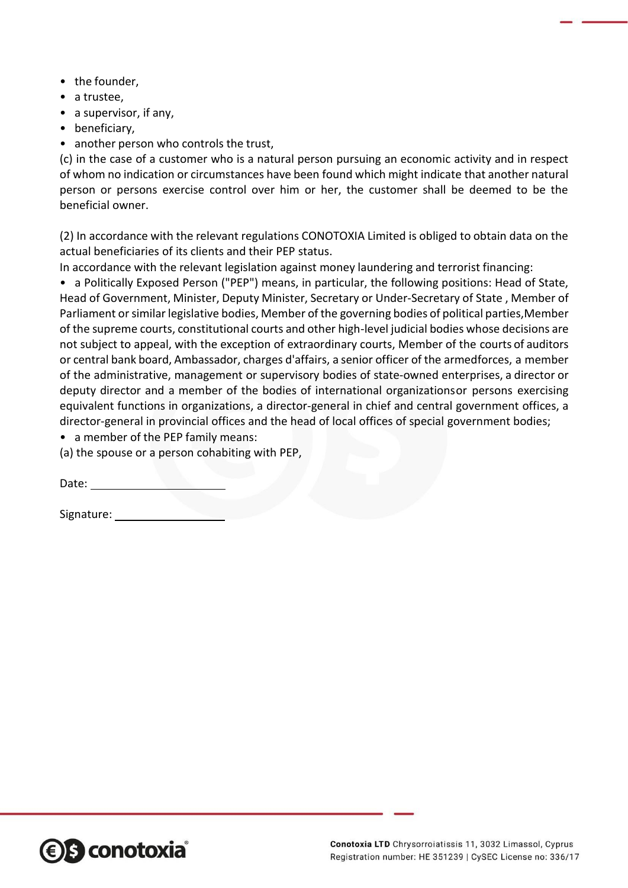- the founder,
- a trustee,
- a supervisor, if any,
- beneficiary,
- another person who controls the trust,

(c) in the case of a customer who is a natural person pursuing an economic activity and in respect of whom no indication or circumstances have been found which might indicate that another natural person or persons exercise control over him or her, the customer shall be deemed to be the beneficial owner.

(2) In accordance with the relevant regulations CONOTOXIA Limited is obliged to obtain data on the actual beneficiaries of its clients and their PEP status.
In accordance with the relevant legislation against money laundering and terrorist financing:

- a Politically Exposed Person ("PEP") means, in particular, the following positions: Head of State, Head of Government, Minister, Deputy Minister, Secretary or Under-Secretary of State , Member of Parliament or similar legislative bodies, Member of the governing bodies of political parties,Member of the supreme courts, constitutional courts and other high-level judicial bodies whose decisions are not subject to appeal, with the exception of extraordinary courts, Member of the courts of auditors or central bank board, Ambassador, charges d'affairs, a senior officer of the armedforces, a member of the administrative, management or supervisory bodies of state-owned enterprises, a director or deputy director and a member of the bodies of international organizationsor persons exercising equivalent functions in organizations, a director-general in chief and central government offices, a director-general in provincial offices and the head of local offices of special government bodies;
- a member of the PEP family means:

(a) the spouse or a person cohabiting with PEP,

Date: ____________________

Signature: ________________

**Conotoxia LTD** Chrysorroiatissis 11, 3032 Limassol, Cyprus
Registration number: HE 351239 | CySEC License no: 336/17